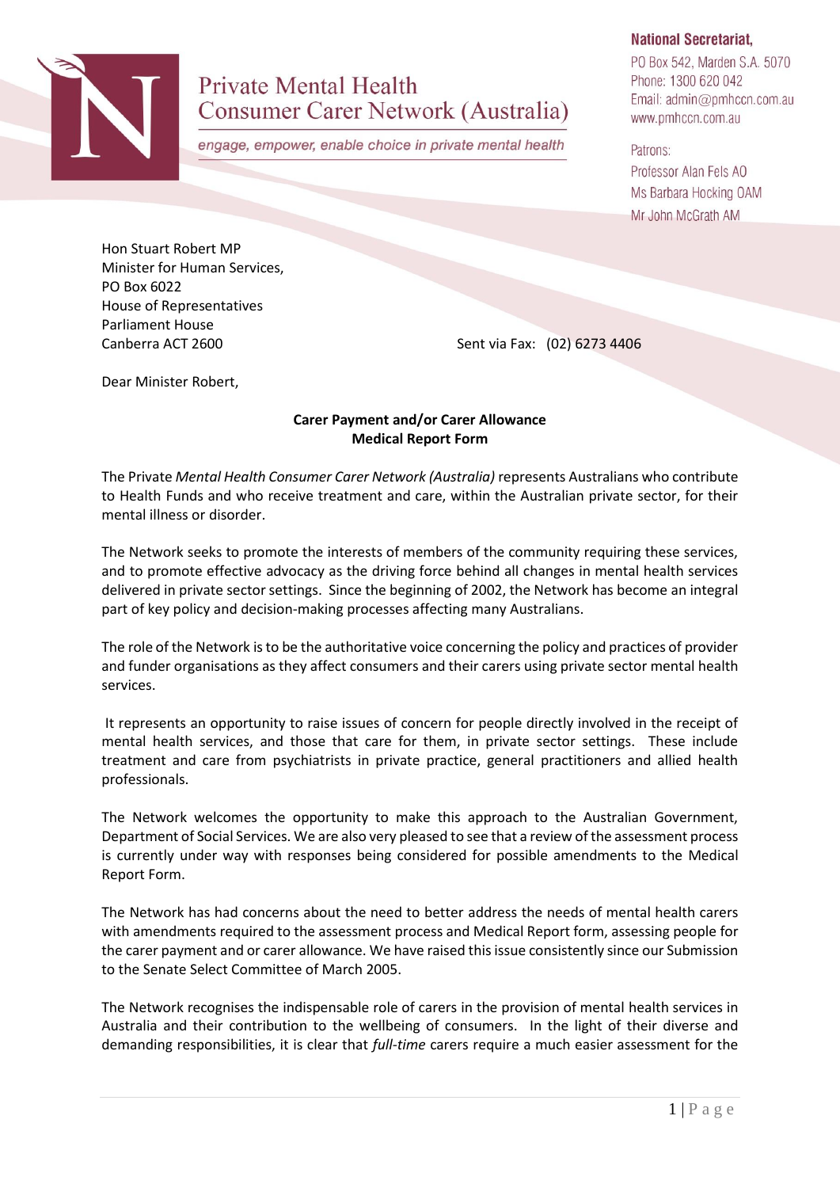# Private Mental Health Consumer Carer Network (Australia)

*engage, empower, enable choice in private mental health*

**National Secretariat,**
PO Box 542, Marden S.A. 5070
Phone: 1300 620 042
Email: admin@pmhccn.com.au
www.pmhccn.com.au

Patrons:
Professor Alan Fels AO
Ms Barbara Hocking OAM
Mr John McGrath AM

Hon Stuart Robert MP
Minister for Human Services,
PO Box 6022
House of Representatives
Parliament House
Canberra ACT 2600

Sent via Fax: (02) 6273 4406

Dear Minister Robert,

**Carer Payment and/or Carer Allowance**
**Medical Report Form**

The Private *Mental Health Consumer Carer Network (Australia)* represents Australians who contribute to Health Funds and who receive treatment and care, within the Australian private sector, for their mental illness or disorder.

The Network seeks to promote the interests of members of the community requiring these services, and to promote effective advocacy as the driving force behind all changes in mental health services delivered in private sector settings. Since the beginning of 2002, the Network has become an integral part of key policy and decision-making processes affecting many Australians.

The role of the Network is to be the authoritative voice concerning the policy and practices of provider and funder organisations as they affect consumers and their carers using private sector mental health services.

It represents an opportunity to raise issues of concern for people directly involved in the receipt of mental health services, and those that care for them, in private sector settings. These include treatment and care from psychiatrists in private practice, general practitioners and allied health professionals.

The Network welcomes the opportunity to make this approach to the Australian Government, Department of Social Services. We are also very pleased to see that a review of the assessment process is currently under way with responses being considered for possible amendments to the Medical Report Form.

The Network has had concerns about the need to better address the needs of mental health carers with amendments required to the assessment process and Medical Report form, assessing people for the carer payment and or carer allowance. We have raised this issue consistently since our Submission to the Senate Select Committee of March 2005.

The Network recognises the indispensable role of carers in the provision of mental health services in Australia and their contribution to the wellbeing of consumers. In the light of their diverse and demanding responsibilities, it is clear that *full-time* carers require a much easier assessment for the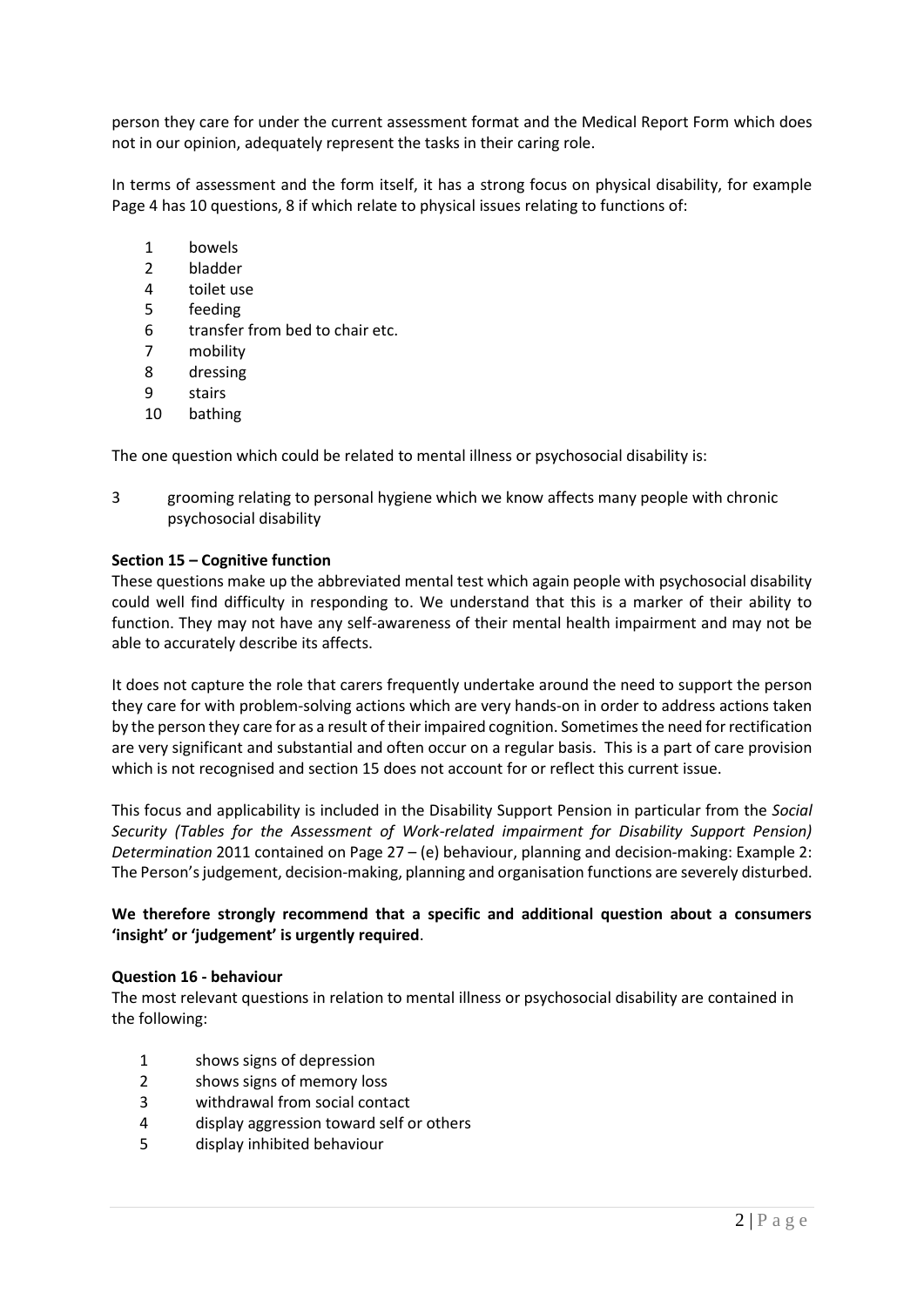person they care for under the current assessment format and the Medical Report Form which does not in our opinion, adequately represent the tasks in their caring role.

In terms of assessment and the form itself, it has a strong focus on physical disability, for example Page 4 has 10 questions, 8 if which relate to physical issues relating to functions of:

1 bowels
2 bladder
4 toilet use
5 feeding
6 transfer from bed to chair etc.
7 mobility
8 dressing
9 stairs
10 bathing

The one question which could be related to mental illness or psychosocial disability is:

3 grooming relating to personal hygiene which we know affects many people with chronic psychosocial disability

**Section 15 – Cognitive function**
These questions make up the abbreviated mental test which again people with psychosocial disability could well find difficulty in responding to. We understand that this is a marker of their ability to function. They may not have any self-awareness of their mental health impairment and may not be able to accurately describe its affects.

It does not capture the role that carers frequently undertake around the need to support the person they care for with problem-solving actions which are very hands-on in order to address actions taken by the person they care for as a result of their impaired cognition. Sometimes the need for rectification are very significant and substantial and often occur on a regular basis. This is a part of care provision which is not recognised and section 15 does not account for or reflect this current issue.

This focus and applicability is included in the Disability Support Pension in particular from the *Social Security (Tables for the Assessment of Work-related impairment for Disability Support Pension) Determination* 2011 contained on Page 27 – (e) behaviour, planning and decision-making: Example 2: The Person's judgement, decision-making, planning and organisation functions are severely disturbed.

**We therefore strongly recommend that a specific and additional question about a consumers 'insight' or 'judgement' is urgently required**.

**Question 16 - behaviour**
The most relevant questions in relation to mental illness or psychosocial disability are contained in the following:

1 shows signs of depression
2 shows signs of memory loss
3 withdrawal from social contact
4 display aggression toward self or others
5 display inhibited behaviour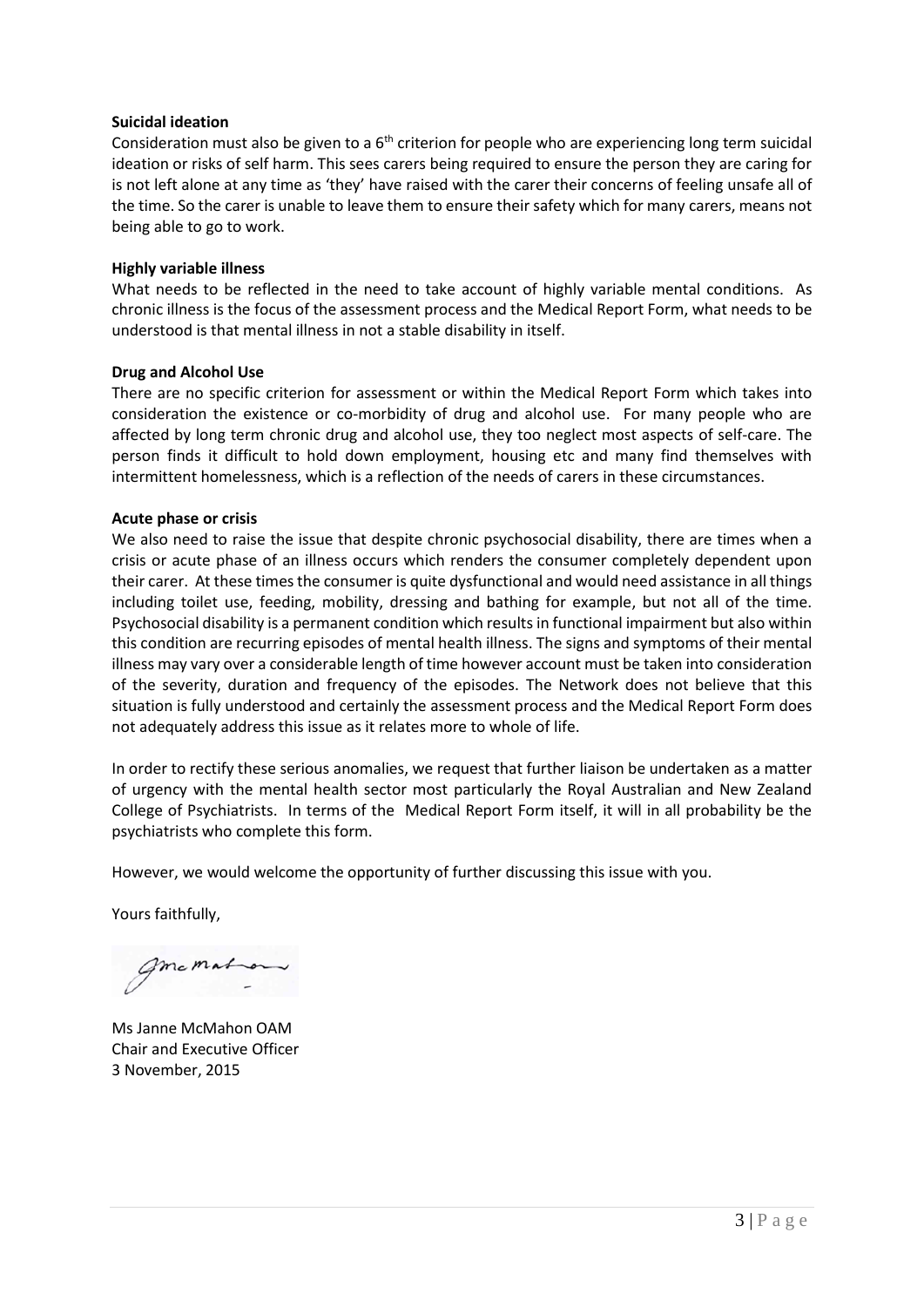**Suicidal ideation**

Consideration must also be given to a 6th criterion for people who are experiencing long term suicidal ideation or risks of self harm. This sees carers being required to ensure the person they are caring for is not left alone at any time as 'they' have raised with the carer their concerns of feeling unsafe all of the time. So the carer is unable to leave them to ensure their safety which for many carers, means not being able to go to work.

**Highly variable illness**

What needs to be reflected in the need to take account of highly variable mental conditions. As chronic illness is the focus of the assessment process and the Medical Report Form, what needs to be understood is that mental illness in not a stable disability in itself.

**Drug and Alcohol Use**

There are no specific criterion for assessment or within the Medical Report Form which takes into consideration the existence or co-morbidity of drug and alcohol use. For many people who are affected by long term chronic drug and alcohol use, they too neglect most aspects of self-care. The person finds it difficult to hold down employment, housing etc and many find themselves with intermittent homelessness, which is a reflection of the needs of carers in these circumstances.

**Acute phase or crisis**

We also need to raise the issue that despite chronic psychosocial disability, there are times when a crisis or acute phase of an illness occurs which renders the consumer completely dependent upon their carer. At these times the consumer is quite dysfunctional and would need assistance in all things including toilet use, feeding, mobility, dressing and bathing for example, but not all of the time. Psychosocial disability is a permanent condition which results in functional impairment but also within this condition are recurring episodes of mental health illness. The signs and symptoms of their mental illness may vary over a considerable length of time however account must be taken into consideration of the severity, duration and frequency of the episodes. The Network does not believe that this situation is fully understood and certainly the assessment process and the Medical Report Form does not adequately address this issue as it relates more to whole of life.

In order to rectify these serious anomalies, we request that further liaison be undertaken as a matter of urgency with the mental health sector most particularly the Royal Australian and New Zealand College of Psychiatrists. In terms of the Medical Report Form itself, it will in all probability be the psychiatrists who complete this form.

However, we would welcome the opportunity of further discussing this issue with you.

Yours faithfully,

Ms Janne McMahon OAM
Chair and Executive Officer
3 November, 2015